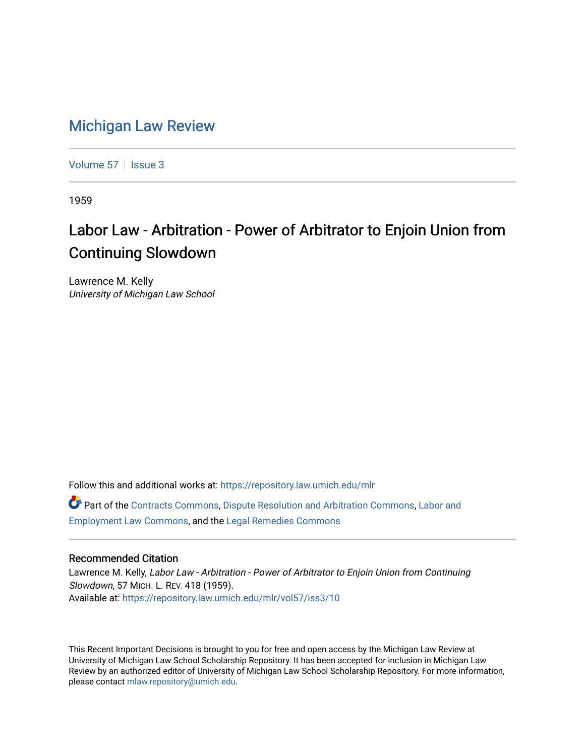# Michigan Law Review

Volume 57 | Issue 3

1959

## Labor Law - Arbitration - Power of Arbitrator to Enjoin Union from Continuing Slowdown

Lawrence M. Kelly
*University of Michigan Law School*

Follow this and additional works at: https://repository.law.umich.edu/mlr

Part of the Contracts Commons, Dispute Resolution and Arbitration Commons, Labor and Employment Law Commons, and the Legal Remedies Commons

### Recommended Citation

Lawrence M. Kelly, *Labor Law - Arbitration - Power of Arbitrator to Enjoin Union from Continuing Slowdown*, 57 MICH. L. REV. 418 (1959).
Available at: https://repository.law.umich.edu/mlr/vol57/iss3/10

This Recent Important Decisions is brought to you for free and open access by the Michigan Law Review at University of Michigan Law School Scholarship Repository. It has been accepted for inclusion in Michigan Law Review by an authorized editor of University of Michigan Law School Scholarship Repository. For more information, please contact mlaw.repository@umich.edu.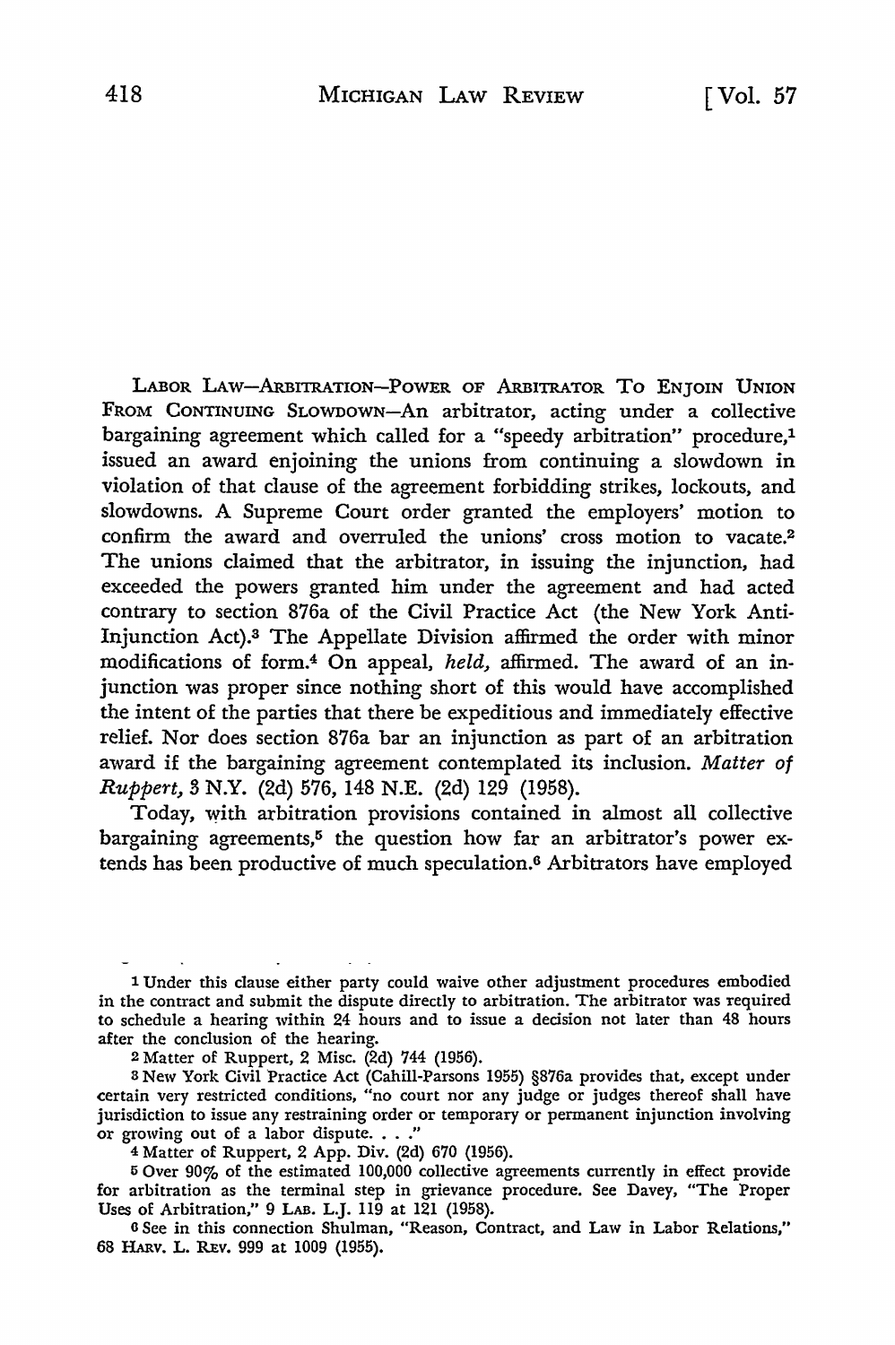LABOR LAW—ARBITRATION—POWER OF ARBITRATOR TO ENJOIN UNION FROM CONTINUING SLOWDOWN—An arbitrator, acting under a collective bargaining agreement which called for a "speedy arbitration" procedure,[1] issued an award enjoining the unions from continuing a slowdown in violation of that clause of the agreement forbidding strikes, lockouts, and slowdowns. A Supreme Court order granted the employers' motion to confirm the award and overruled the unions' cross motion to vacate.[2] The unions claimed that the arbitrator, in issuing the injunction, had exceeded the powers granted him under the agreement and had acted contrary to section 876a of the Civil Practice Act (the New York Anti-Injunction Act).[3] The Appellate Division affirmed the order with minor modifications of form.[4] On appeal, *held,* affirmed. The award of an injunction was proper since nothing short of this would have accomplished the intent of the parties that there be expeditious and immediately effective relief. Nor does section 876a bar an injunction as part of an arbitration award if the bargaining agreement contemplated its inclusion. *Matter of Ruppert,* 3 N.Y. (2d) 576, 148 N.E. (2d) 129 (1958).

Today, with arbitration provisions contained in almost all collective bargaining agreements,[5] the question how far an arbitrator's power extends has been productive of much speculation.[6] Arbitrators have employed

---

[1] Under this clause either party could waive other adjustment procedures embodied in the contract and submit the dispute directly to arbitration. The arbitrator was required to schedule a hearing within 24 hours and to issue a decision not later than 48 hours after the conclusion of the hearing.

[2] Matter of Ruppert, 2 Misc. (2d) 744 (1956).

[3] New York Civil Practice Act (Cahill-Parsons 1955) §876a provides that, except under certain very restricted conditions, "no court nor any judge or judges thereof shall have jurisdiction to issue any restraining order or temporary or permanent injunction involving or growing out of a labor dispute. . . ."

[4] Matter of Ruppert, 2 App. Div. (2d) 670 (1956).

[5] Over 90% of the estimated 100,000 collective agreements currently in effect provide for arbitration as the terminal step in grievance procedure. See Davey, "The Proper Uses of Arbitration," 9 LAB. L.J. 119 at 121 (1958).

[6] See in this connection Shulman, "Reason, Contract, and Law in Labor Relations," 68 HARV. L. REV. 999 at 1009 (1955).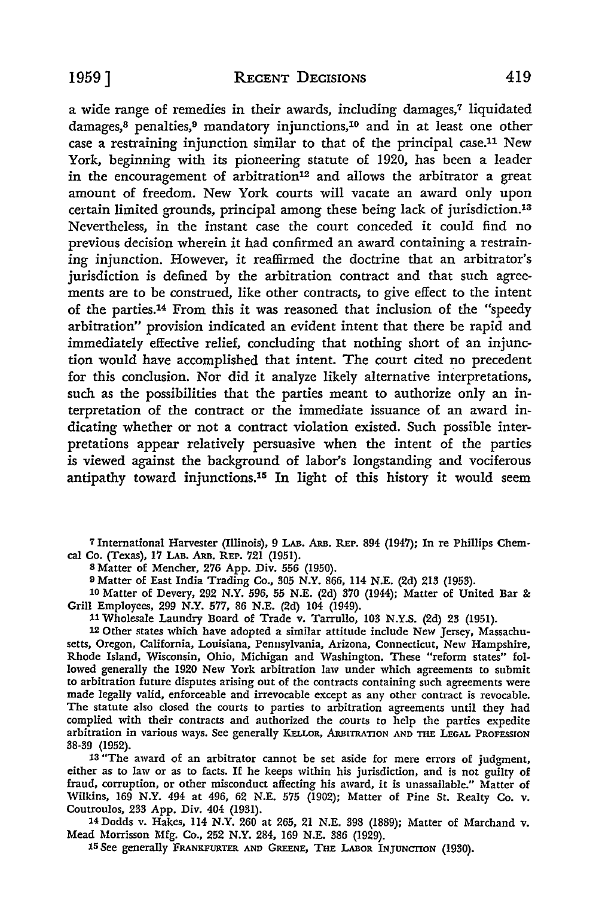a wide range of remedies in their awards, including damages,[7] liquidated damages,[8] penalties,[9] mandatory injunctions,[10] and in at least one other case a restraining injunction similar to that of the principal case.[11] New York, beginning with its pioneering statute of 1920, has been a leader in the encouragement of arbitration[12] and allows the arbitrator a great amount of freedom. New York courts will vacate an award only upon certain limited grounds, principal among these being lack of jurisdiction.[13] Nevertheless, in the instant case the court conceded it could find no previous decision wherein it had confirmed an award containing a restraining injunction. However, it reaffirmed the doctrine that an arbitrator's jurisdiction is defined by the arbitration contract and that such agreements are to be construed, like other contracts, to give effect to the intent of the parties.[14] From this it was reasoned that inclusion of the "speedy arbitration" provision indicated an evident intent that there be rapid and immediately effective relief, concluding that nothing short of an injunction would have accomplished that intent. The court cited no precedent for this conclusion. Nor did it analyze likely alternative interpretations, such as the possibilities that the parties meant to authorize only an interpretation of the contract or the immediate issuance of an award indicating whether or not a contract violation existed. Such possible interpretations appear relatively persuasive when the intent of the parties is viewed against the background of labor's longstanding and vociferous antipathy toward injunctions.[15] In light of this history it would seem

---

[7] International Harvester (Illinois), 9 LAB. ARB. REP. 894 (1947); In re Phillips Chemical Co. (Texas), 17 LAB. ARB. REP. 721 (1951).

[8] Matter of Mencher, 276 App. Div. 556 (1950).

[9] Matter of East India Trading Co., 305 N.Y. 866, 114 N.E. (2d) 213 (1953).

[10] Matter of Devery, 292 N.Y. 596, 55 N.E. (2d) 370 (1944); Matter of United Bar & Grill Employees, 299 N.Y. 577, 86 N.E. (2d) 104 (1949).

[11] Wholesale Laundry Board of Trade v. Tarrullo, 103 N.Y.S. (2d) 23 (1951).

[12] Other states which have adopted a similar attitude include New Jersey, Massachusetts, Oregon, California, Louisiana, Pennsylvania, Arizona, Connecticut, New Hampshire, Rhode Island, Wisconsin, Ohio, Michigan and Washington. These "reform states" followed generally the 1920 New York arbitration law under which agreements to submit to arbitration future disputes arising out of the contracts containing such agreements were made legally valid, enforceable and irrevocable except as any other contract is revocable. The statute also closed the courts to parties to arbitration agreements until they had complied with their contracts and authorized the courts to help the parties expedite arbitration in various ways. See generally KELLOR, ARBITRATION AND THE LEGAL PROFESSION 38-39 (1952).

[13] "The award of an arbitrator cannot be set aside for mere errors of judgment, either as to law or as to facts. If he keeps within his jurisdiction, and is not guilty of fraud, corruption, or other misconduct affecting his award, it is unassailable." Matter of Wilkins, 169 N.Y. 494 at 496, 62 N.E. 575 (1902); Matter of Pine St. Realty Co. v. Coutroulos, 233 App. Div. 404 (1931).

[14] Dodds v. Hakes, 114 N.Y. 260 at 265, 21 N.E. 398 (1889); Matter of Marchand v. Mead Morrisson Mfg. Co., 252 N.Y. 284, 169 N.E. 386 (1929).

[15] See generally FRANKFURTER AND GREENE, THE LABOR INJUNCTION (1930).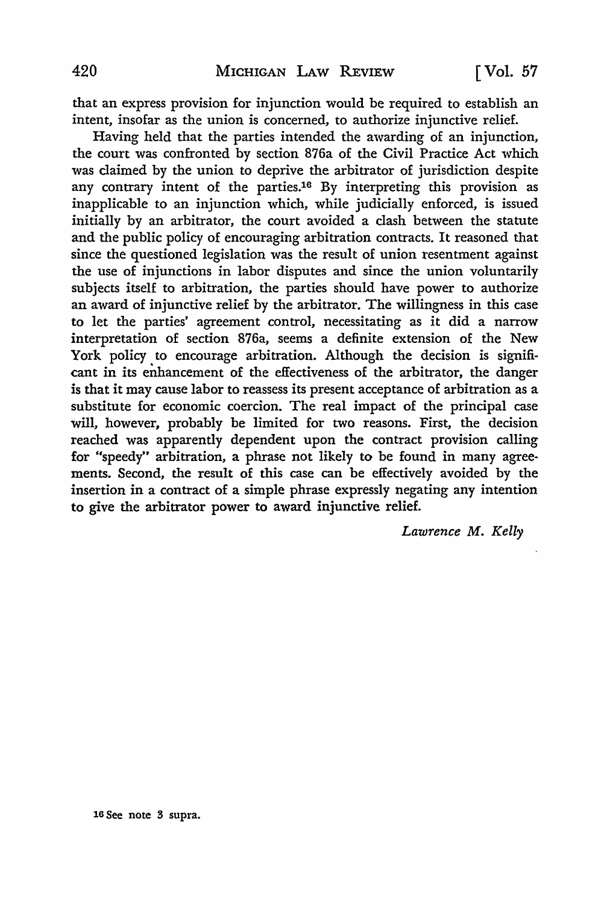that an express provision for injunction would be required to establish an intent, insofar as the union is concerned, to authorize injunctive relief.

Having held that the parties intended the awarding of an injunction, the court was confronted by section 876a of the Civil Practice Act which was claimed by the union to deprive the arbitrator of jurisdiction despite any contrary intent of the parties.[16] By interpreting this provision as inapplicable to an injunction which, while judicially enforced, is issued initially by an arbitrator, the court avoided a clash between the statute and the public policy of encouraging arbitration contracts. It reasoned that since the questioned legislation was the result of union resentment against the use of injunctions in labor disputes and since the union voluntarily subjects itself to arbitration, the parties should have power to authorize an award of injunctive relief by the arbitrator. The willingness in this case to let the parties' agreement control, necessitating as it did a narrow interpretation of section 876a, seems a definite extension of the New York policy to encourage arbitration. Although the decision is significant in its enhancement of the effectiveness of the arbitrator, the danger is that it may cause labor to reassess its present acceptance of arbitration as a substitute for economic coercion. The real impact of the principal case will, however, probably be limited for two reasons. First, the decision reached was apparently dependent upon the contract provision calling for "speedy" arbitration, a phrase not likely to be found in many agreements. Second, the result of this case can be effectively avoided by the insertion in a contract of a simple phrase expressly negating any intention to give the arbitrator power to award injunctive relief.

*Lawrence M. Kelly*

[16] See note 3 supra.